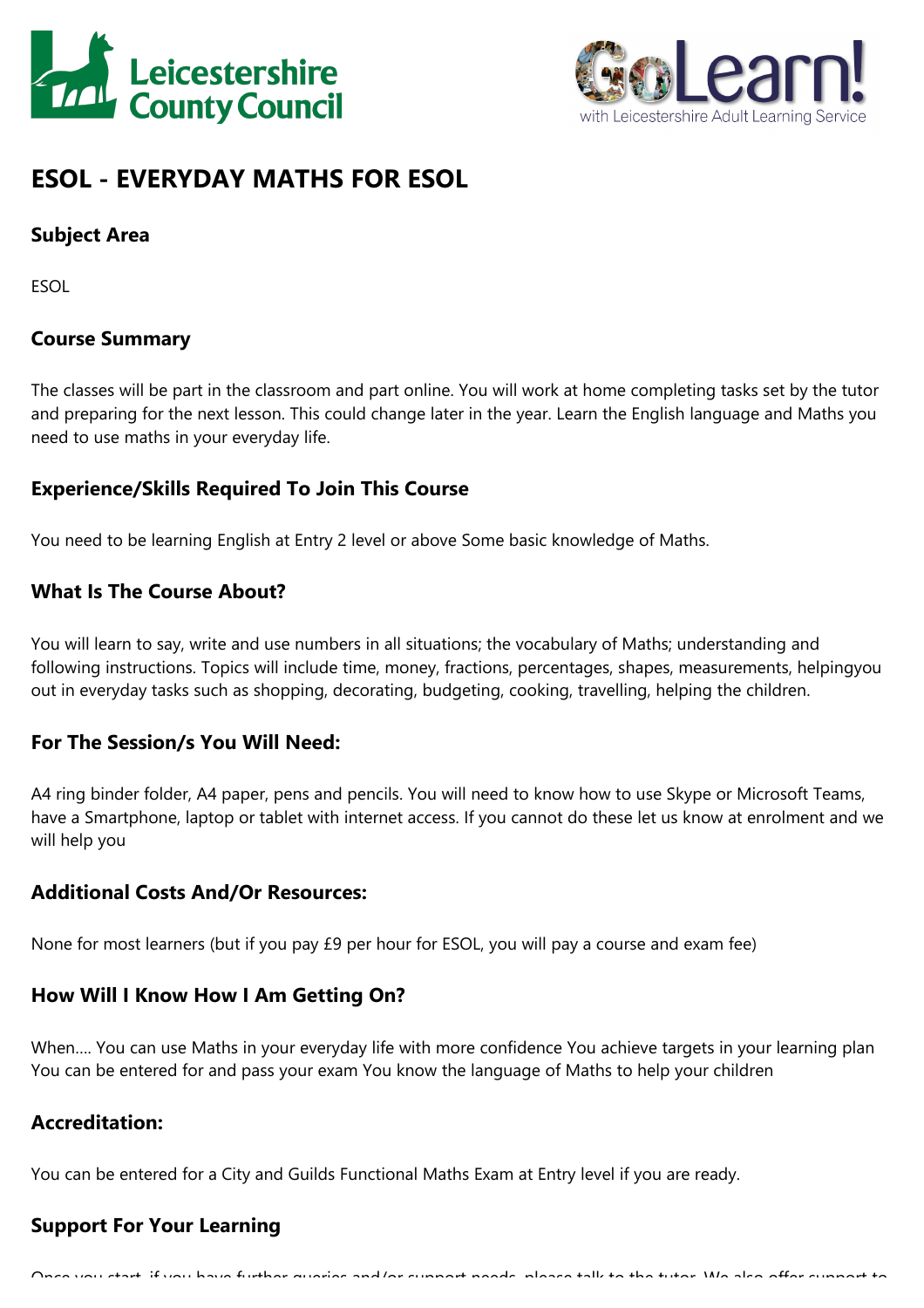# ESOL - EVERYDAY MATHS FOR ESOL

## Subject Area

ESOL

## Course Summary

The classes will be part in the classroom and part online. You will work at home completing tasks set by the tutor and preparing for the next lesson. This could change later in the year. Learn the English language and Maths you need to use maths in your everyday life.

## Experience/Skills Required To Join This Course

You need to be learning English at Entry 2 level or above Some basic knowledge of Maths.

## What Is The Course About?

You will learn to say, write and use numbers in all situations; the vocabulary of Maths; understanding and following instructions. Topics will include time, money, fractions, percentages, shapes, measurements, helpingyou out in everyday tasks such as shopping, decorating, budgeting, cooking, travelling, helping the children.

## For The Session/s You Will Need:

A4 ring binder folder, A4 paper, pens and pencils. You will need to know how to use Skype or Microsoft Teams, have a Smartphone, laptop or tablet with internet access. If you cannot do these let us know at enrolment and we will help you

## Additional Costs And/Or Resources:

None for most learners (but if you pay £9 per hour for ESOL, you will pay a course and exam fee)

## How Will I Know How I Am Getting On?

When.... You can use Maths in your everyday life with more confidence You achieve targets in your learning plan You can be entered for and pass your exam You know the language of Maths to help your children

## Accreditation:

You can be entered for a City and Guilds Functional Maths Exam at Entry level if you are ready.

## Support For Your Learning

Once you start, if you have further queries and/or support needs, please talk to the tutor. We also offer support to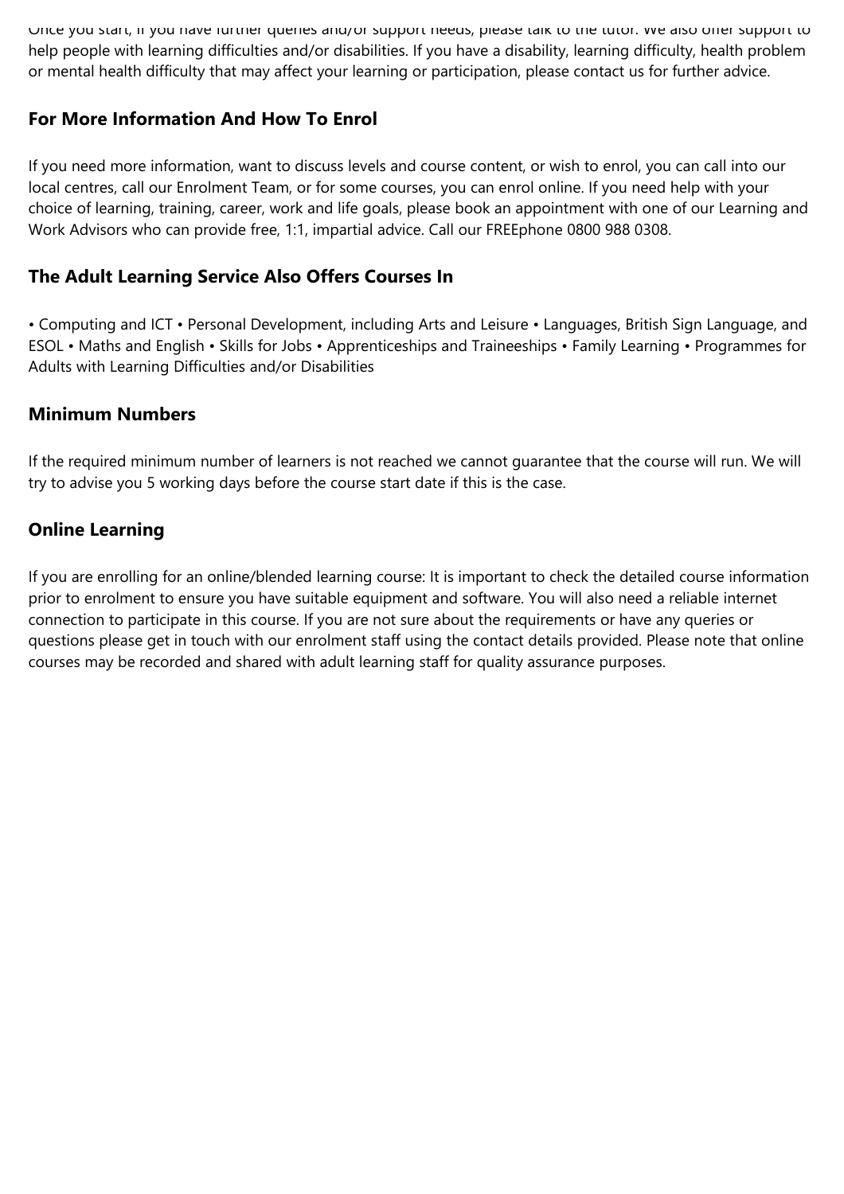Once you start, if you have further queries and/or support needs, please talk to the tutor. We also offer support to help people with learning difficulties and/or disabilities. If you have a disability, learning difficulty, health problem or mental health difficulty that may affect your learning or participation, please contact us for further advice.

## For More Information And How To Enrol

If you need more information, want to discuss levels and course content, or wish to enrol, you can call into our local centres, call our Enrolment Team, or for some courses, you can enrol online. If you need help with your choice of learning, training, career, work and life goals, please book an appointment with one of our Learning and Work Advisors who can provide free, 1:1, impartial advice. Call our FREEphone 0800 988 0308.

## The Adult Learning Service Also Offers Courses In

• Computing and ICT • Personal Development, including Arts and Leisure • Languages, British Sign Language, and ESOL • Maths and English • Skills for Jobs • Apprenticeships and Traineeships • Family Learning • Programmes for Adults with Learning Difficulties and/or Disabilities

## Minimum Numbers

If the required minimum number of learners is not reached we cannot guarantee that the course will run. We will try to advise you 5 working days before the course start date if this is the case.

## Online Learning

If you are enrolling for an online/blended learning course: It is important to check the detailed course information prior to enrolment to ensure you have suitable equipment and software. You will also need a reliable internet connection to participate in this course. If you are not sure about the requirements or have any queries or questions please get in touch with our enrolment staff using the contact details provided. Please note that online courses may be recorded and shared with adult learning staff for quality assurance purposes.